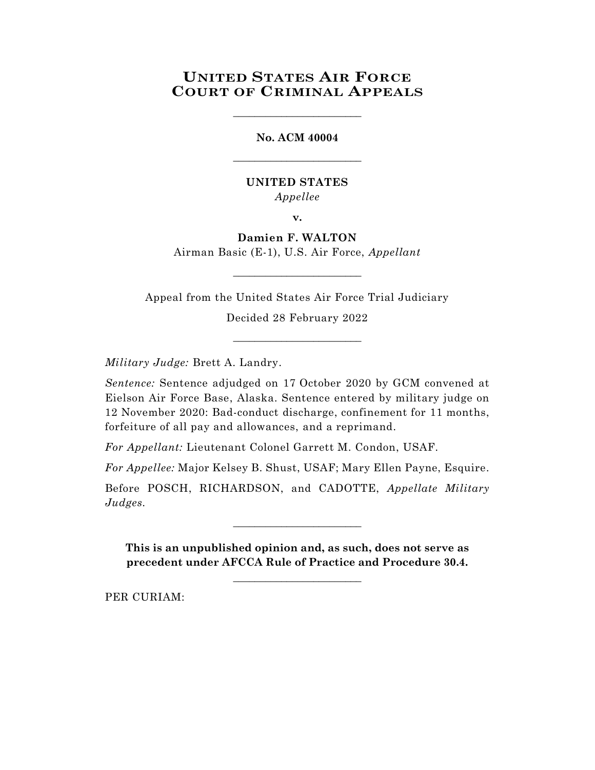# United States Air Force Court of Criminal Appeals

________________________

**No. ACM 40004**

________________________

**UNITED STATES**

*Appellee*

**v.**

**Damien F. WALTON**

Airman Basic (E-1), U.S. Air Force, *Appellant*

________________________

Appeal from the United States Air Force Trial Judiciary

Decided 28 February 2022

________________________

*Military Judge:* Brett A. Landry.

*Sentence:* Sentence adjudged on 17 October 2020 by GCM convened at Eielson Air Force Base, Alaska. Sentence entered by military judge on 12 November 2020: Bad-conduct discharge, confinement for 11 months, forfeiture of all pay and allowances, and a reprimand.

*For Appellant:* Lieutenant Colonel Garrett M. Condon, USAF.

*For Appellee:* Major Kelsey B. Shust, USAF; Mary Ellen Payne, Esquire.

Before POSCH, RICHARDSON, and CADOTTE, *Appellate Military Judges.*

________________________

**This is an unpublished opinion and, as such, does not serve as precedent under AFCCA Rule of Practice and Procedure 30.4.**

________________________

PER CURIAM: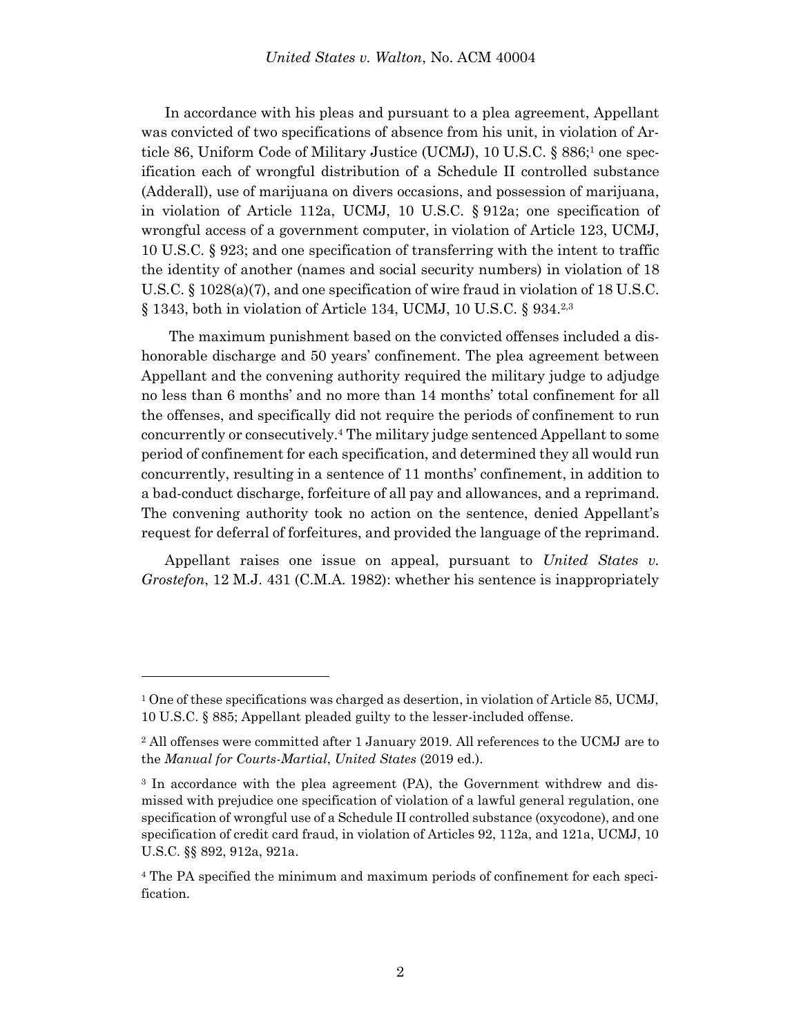In accordance with his pleas and pursuant to a plea agreement, Appellant was convicted of two specifications of absence from his unit, in violation of Article 86, Uniform Code of Military Justice (UCMJ), 10 U.S.C. § 886;[1] one specification each of wrongful distribution of a Schedule II controlled substance (Adderall), use of marijuana on divers occasions, and possession of marijuana, in violation of Article 112a, UCMJ, 10 U.S.C. § 912a; one specification of wrongful access of a government computer, in violation of Article 123, UCMJ, 10 U.S.C. § 923; and one specification of transferring with the intent to traffic the identity of another (names and social security numbers) in violation of 18 U.S.C. § 1028(a)(7), and one specification of wire fraud in violation of 18 U.S.C. § 1343, both in violation of Article 134, UCMJ, 10 U.S.C. § 934.[2,3]

The maximum punishment based on the convicted offenses included a dishonorable discharge and 50 years' confinement. The plea agreement between Appellant and the convening authority required the military judge to adjudge no less than 6 months' and no more than 14 months' total confinement for all the offenses, and specifically did not require the periods of confinement to run concurrently or consecutively.[4] The military judge sentenced Appellant to some period of confinement for each specification, and determined they all would run concurrently, resulting in a sentence of 11 months' confinement, in addition to a bad-conduct discharge, forfeiture of all pay and allowances, and a reprimand. The convening authority took no action on the sentence, denied Appellant's request for deferral of forfeitures, and provided the language of the reprimand.

Appellant raises one issue on appeal, pursuant to *United States v. Grostefon*, 12 M.J. 431 (C.M.A. 1982): whether his sentence is inappropriately

---

[1] One of these specifications was charged as desertion, in violation of Article 85, UCMJ, 10 U.S.C. § 885; Appellant pleaded guilty to the lesser-included offense.

[2] All offenses were committed after 1 January 2019. All references to the UCMJ are to the *Manual for Courts-Martial*, *United States* (2019 ed.).

[3] In accordance with the plea agreement (PA), the Government withdrew and dismissed with prejudice one specification of violation of a lawful general regulation, one specification of wrongful use of a Schedule II controlled substance (oxycodone), and one specification of credit card fraud, in violation of Articles 92, 112a, and 121a, UCMJ, 10 U.S.C. §§ 892, 912a, 921a.

[4] The PA specified the minimum and maximum periods of confinement for each specification.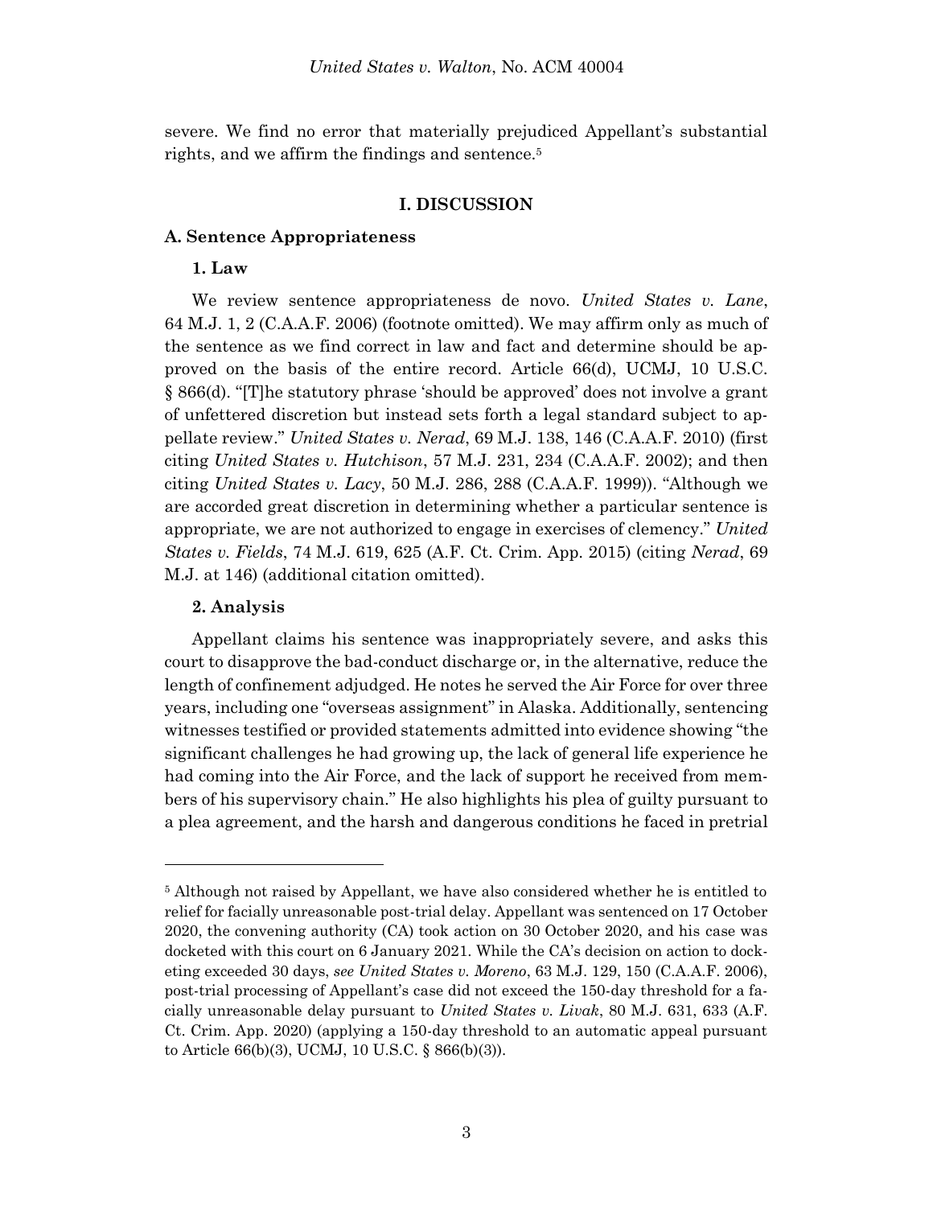severe. We find no error that materially prejudiced Appellant's substantial rights, and we affirm the findings and sentence.[5]

## I. DISCUSSION

### A. Sentence Appropriateness

#### 1. Law

We review sentence appropriateness de novo. *United States v. Lane*, 64 M.J. 1, 2 (C.A.A.F. 2006) (footnote omitted). We may affirm only as much of the sentence as we find correct in law and fact and determine should be approved on the basis of the entire record. Article 66(d), UCMJ, 10 U.S.C. § 866(d). "[T]he statutory phrase 'should be approved' does not involve a grant of unfettered discretion but instead sets forth a legal standard subject to appellate review." *United States v. Nerad*, 69 M.J. 138, 146 (C.A.A.F. 2010) (first citing *United States v. Hutchison*, 57 M.J. 231, 234 (C.A.A.F. 2002); and then citing *United States v. Lacy*, 50 M.J. 286, 288 (C.A.A.F. 1999)). "Although we are accorded great discretion in determining whether a particular sentence is appropriate, we are not authorized to engage in exercises of clemency." *United States v. Fields*, 74 M.J. 619, 625 (A.F. Ct. Crim. App. 2015) (citing *Nerad*, 69 M.J. at 146) (additional citation omitted).

#### 2. Analysis

Appellant claims his sentence was inappropriately severe, and asks this court to disapprove the bad-conduct discharge or, in the alternative, reduce the length of confinement adjudged. He notes he served the Air Force for over three years, including one "overseas assignment" in Alaska. Additionally, sentencing witnesses testified or provided statements admitted into evidence showing "the significant challenges he had growing up, the lack of general life experience he had coming into the Air Force, and the lack of support he received from members of his supervisory chain." He also highlights his plea of guilty pursuant to a plea agreement, and the harsh and dangerous conditions he faced in pretrial

---

[5] Although not raised by Appellant, we have also considered whether he is entitled to relief for facially unreasonable post-trial delay. Appellant was sentenced on 17 October 2020, the convening authority (CA) took action on 30 October 2020, and his case was docketed with this court on 6 January 2021. While the CA's decision on action to docketing exceeded 30 days, *see United States v. Moreno*, 63 M.J. 129, 150 (C.A.A.F. 2006), post-trial processing of Appellant's case did not exceed the 150-day threshold for a facially unreasonable delay pursuant to *United States v. Livak*, 80 M.J. 631, 633 (A.F. Ct. Crim. App. 2020) (applying a 150-day threshold to an automatic appeal pursuant to Article 66(b)(3), UCMJ, 10 U.S.C. § 866(b)(3)).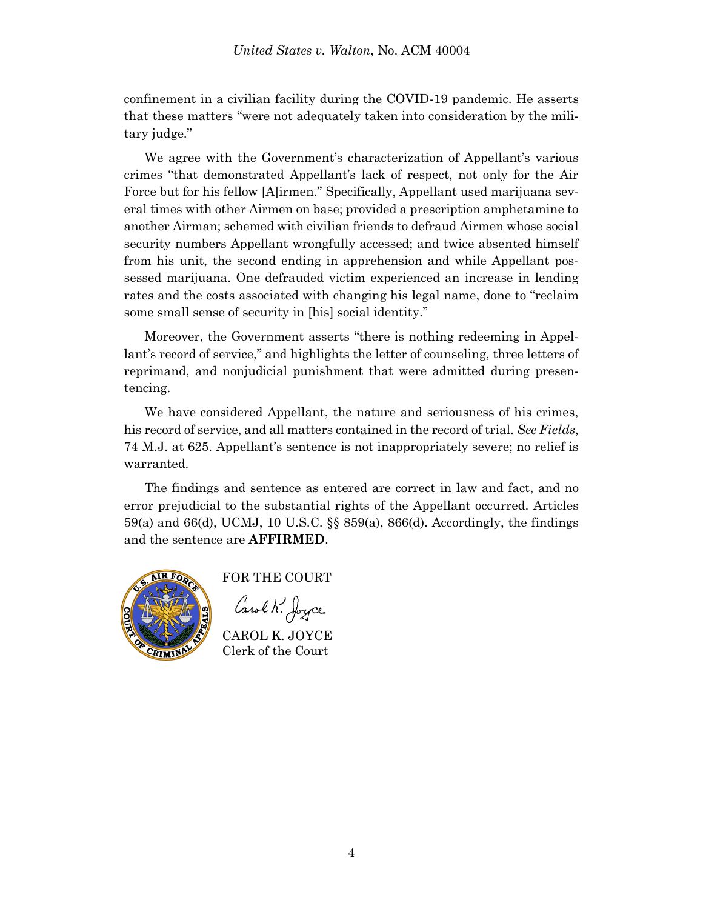confinement in a civilian facility during the COVID-19 pandemic. He asserts that these matters "were not adequately taken into consideration by the military judge."

We agree with the Government's characterization of Appellant's various crimes "that demonstrated Appellant's lack of respect, not only for the Air Force but for his fellow [A]irmen." Specifically, Appellant used marijuana several times with other Airmen on base; provided a prescription amphetamine to another Airman; schemed with civilian friends to defraud Airmen whose social security numbers Appellant wrongfully accessed; and twice absented himself from his unit, the second ending in apprehension and while Appellant possessed marijuana. One defrauded victim experienced an increase in lending rates and the costs associated with changing his legal name, done to "reclaim some small sense of security in [his] social identity."

Moreover, the Government asserts "there is nothing redeeming in Appellant's record of service," and highlights the letter of counseling, three letters of reprimand, and nonjudicial punishment that were admitted during presentencing.

We have considered Appellant, the nature and seriousness of his crimes, his record of service, and all matters contained in the record of trial. *See Fields*, 74 M.J. at 625. Appellant's sentence is not inappropriately severe; no relief is warranted.

The findings and sentence as entered are correct in law and fact, and no error prejudicial to the substantial rights of the Appellant occurred. Articles 59(a) and 66(d), UCMJ, 10 U.S.C. §§ 859(a), 866(d). Accordingly, the findings and the sentence are **AFFIRMED**.

FOR THE COURT

CAROL K. JOYCE
Clerk of the Court